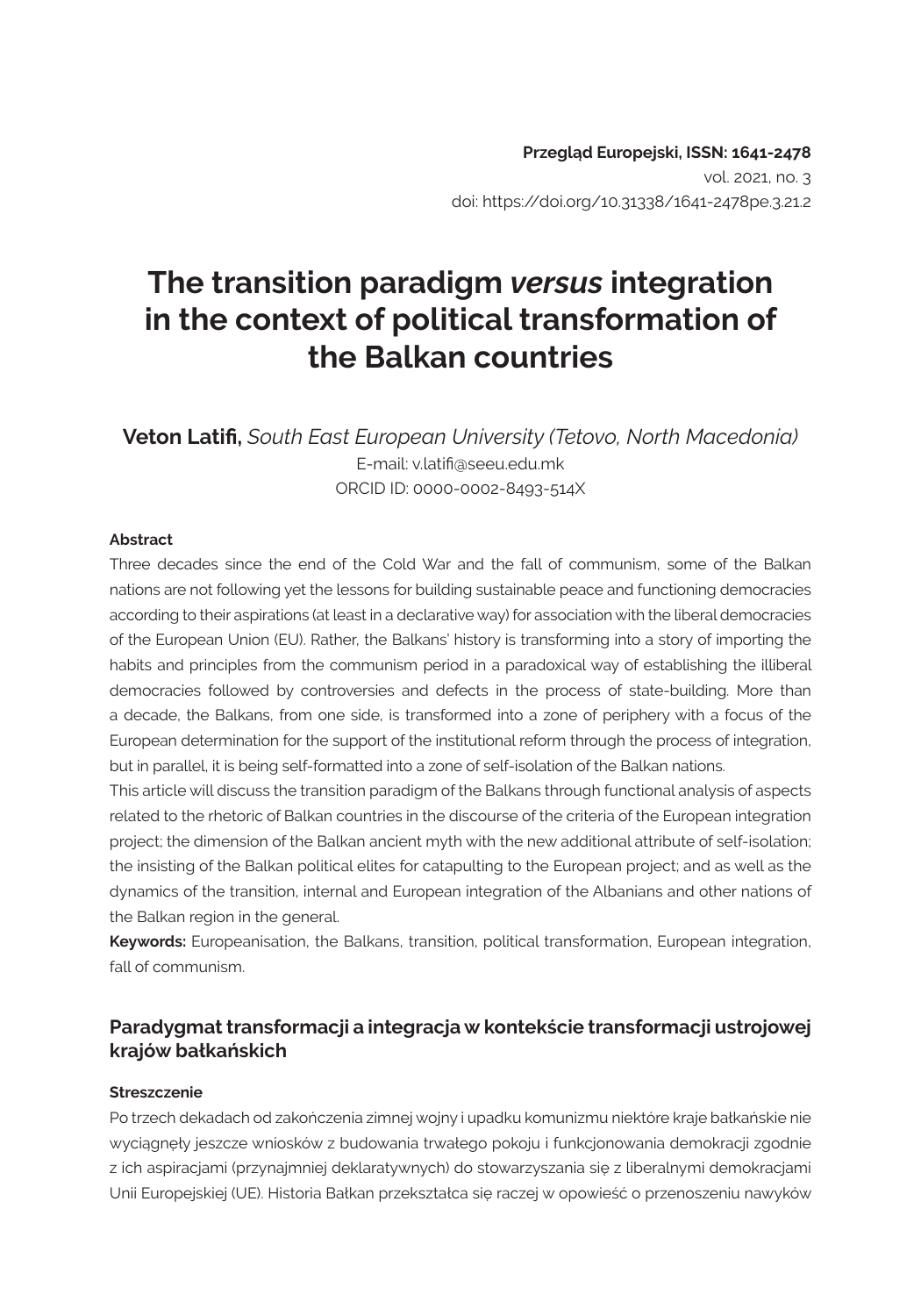**Przegląd Europejski, ISSN: 1641-2478**
vol. 2021, no. 3
doi: https://doi.org/10.31338/1641-2478pe.3.21.2

# The transition paradigm *versus* integration in the context of political transformation of the Balkan countries

**Veton Latifi,** *South East European University (Tetovo, North Macedonia)*
E-mail: v.latifi@seeu.edu.mk
ORCID ID: 0000-0002-8493-514X

#### Abstract

Three decades since the end of the Cold War and the fall of communism, some of the Balkan nations are not following yet the lessons for building sustainable peace and functioning democracies according to their aspirations (at least in a declarative way) for association with the liberal democracies of the European Union (EU). Rather, the Balkans' history is transforming into a story of importing the habits and principles from the communism period in a paradoxical way of establishing the illiberal democracies followed by controversies and defects in the process of state-building. More than a decade, the Balkans, from one side, is transformed into a zone of periphery with a focus of the European determination for the support of the institutional reform through the process of integration, but in parallel, it is being self-formatted into a zone of self-isolation of the Balkan nations.

This article will discuss the transition paradigm of the Balkans through functional analysis of aspects related to the rhetoric of Balkan countries in the discourse of the criteria of the European integration project; the dimension of the Balkan ancient myth with the new additional attribute of self-isolation; the insisting of the Balkan political elites for catapulting to the European project; and as well as the dynamics of the transition, internal and European integration of the Albanians and other nations of the Balkan region in the general.

**Keywords:** Europeanisation, the Balkans, transition, political transformation, European integration, fall of communism.

### Paradygmat transformacji a integracja w kontekście transformacji ustrojowej krajów bałkańskich

#### Streszczenie

Po trzech dekadach od zakończenia zimnej wojny i upadku komunizmu niektóre kraje bałkańskie nie wyciągnęły jeszcze wniosków z budowania trwałego pokoju i funkcjonowania demokracji zgodnie z ich aspiracjami (przynajmniej deklaratywnych) do stowarzyszania się z liberalnymi demokracjami Unii Europejskiej (UE). Historia Bałkan przekształca się raczej w opowieść o przenoszeniu nawyków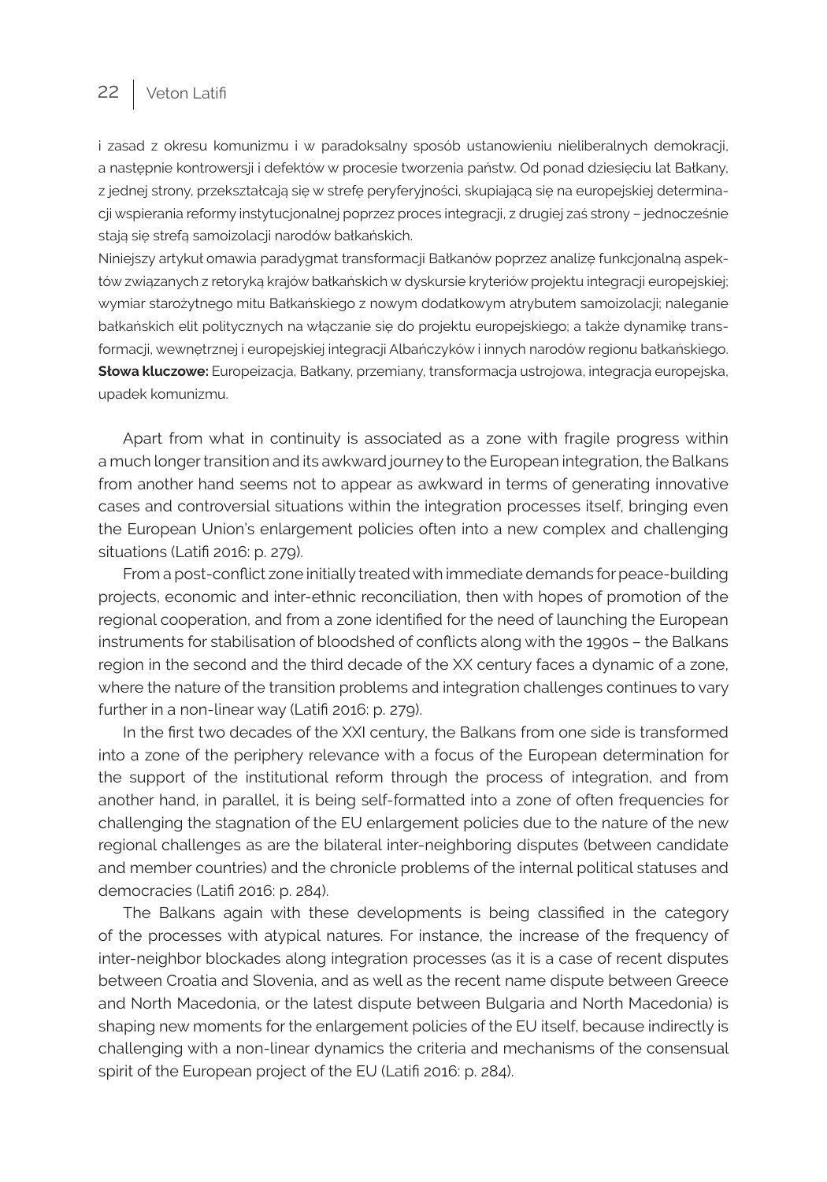i zasad z okresu komunizmu i w paradoksalny sposób ustanowieniu nieliberalnych demokracji, a następnie kontrowersji i defektów w procesie tworzenia państw. Od ponad dziesięciu lat Bałkany, z jednej strony, przekształcają się w strefę peryferyjności, skupiającą się na europejskiej determinacji wspierania reformy instytucjonalnej poprzez proces integracji, z drugiej zaś strony – jednocześnie stają się strefą samoizolacji narodów bałkańskich.

Niniejszy artykuł omawia paradygmat transformacji Bałkanów poprzez analizę funkcjonalną aspektów związanych z retoryką krajów bałkańskich w dyskursie kryteriów projektu integracji europejskiej; wymiar starożytnego mitu Bałkańskiego z nowym dodatkowym atrybutem samoizolacji; naleganie bałkańskich elit politycznych na włączanie się do projektu europejskiego; a także dynamikę transformacji, wewnętrznej i europejskiej integracji Albańczyków i innych narodów regionu bałkańskiego.

**Słowa kluczowe:** Europeizacja, Bałkany, przemiany, transformacja ustrojowa, integracja europejska, upadek komunizmu.

Apart from what in continuity is associated as a zone with fragile progress within a much longer transition and its awkward journey to the European integration, the Balkans from another hand seems not to appear as awkward in terms of generating innovative cases and controversial situations within the integration processes itself, bringing even the European Union's enlargement policies often into a new complex and challenging situations (Latifi 2016: p. 279).

From a post-conflict zone initially treated with immediate demands for peace-building projects, economic and inter-ethnic reconciliation, then with hopes of promotion of the regional cooperation, and from a zone identified for the need of launching the European instruments for stabilisation of bloodshed of conflicts along with the 1990s – the Balkans region in the second and the third decade of the XX century faces a dynamic of a zone, where the nature of the transition problems and integration challenges continues to vary further in a non-linear way (Latifi 2016: p. 279).

In the first two decades of the XXI century, the Balkans from one side is transformed into a zone of the periphery relevance with a focus of the European determination for the support of the institutional reform through the process of integration, and from another hand, in parallel, it is being self-formatted into a zone of often frequencies for challenging the stagnation of the EU enlargement policies due to the nature of the new regional challenges as are the bilateral inter-neighboring disputes (between candidate and member countries) and the chronicle problems of the internal political statuses and democracies (Latifi 2016: p. 284).

The Balkans again with these developments is being classified in the category of the processes with atypical natures. For instance, the increase of the frequency of inter-neighbor blockades along integration processes (as it is a case of recent disputes between Croatia and Slovenia, and as well as the recent name dispute between Greece and North Macedonia, or the latest dispute between Bulgaria and North Macedonia) is shaping new moments for the enlargement policies of the EU itself, because indirectly is challenging with a non-linear dynamics the criteria and mechanisms of the consensual spirit of the European project of the EU (Latifi 2016: p. 284).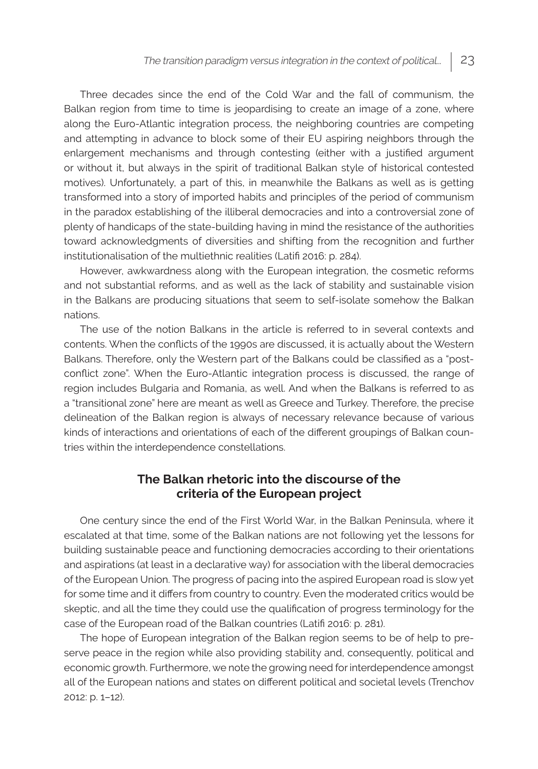Three decades since the end of the Cold War and the fall of communism, the Balkan region from time to time is jeopardising to create an image of a zone, where along the Euro-Atlantic integration process, the neighboring countries are competing and attempting in advance to block some of their EU aspiring neighbors through the enlargement mechanisms and through contesting (either with a justified argument or without it, but always in the spirit of traditional Balkan style of historical contested motives). Unfortunately, a part of this, in meanwhile the Balkans as well as is getting transformed into a story of imported habits and principles of the period of communism in the paradox establishing of the illiberal democracies and into a controversial zone of plenty of handicaps of the state-building having in mind the resistance of the authorities toward acknowledgments of diversities and shifting from the recognition and further institutionalisation of the multiethnic realities (Latifi 2016: p. 284).

However, awkwardness along with the European integration, the cosmetic reforms and not substantial reforms, and as well as the lack of stability and sustainable vision in the Balkans are producing situations that seem to self-isolate somehow the Balkan nations.

The use of the notion Balkans in the article is referred to in several contexts and contents. When the conflicts of the 1990s are discussed, it is actually about the Western Balkans. Therefore, only the Western part of the Balkans could be classified as a "post-conflict zone". When the Euro-Atlantic integration process is discussed, the range of region includes Bulgaria and Romania, as well. And when the Balkans is referred to as a "transitional zone" here are meant as well as Greece and Turkey. Therefore, the precise delineation of the Balkan region is always of necessary relevance because of various kinds of interactions and orientations of each of the different groupings of Balkan countries within the interdependence constellations.

## The Balkan rhetoric into the discourse of the criteria of the European project

One century since the end of the First World War, in the Balkan Peninsula, where it escalated at that time, some of the Balkan nations are not following yet the lessons for building sustainable peace and functioning democracies according to their orientations and aspirations (at least in a declarative way) for association with the liberal democracies of the European Union. The progress of pacing into the aspired European road is slow yet for some time and it differs from country to country. Even the moderated critics would be skeptic, and all the time they could use the qualification of progress terminology for the case of the European road of the Balkan countries (Latifi 2016: p. 281).

The hope of European integration of the Balkan region seems to be of help to preserve peace in the region while also providing stability and, consequently, political and economic growth. Furthermore, we note the growing need for interdependence amongst all of the European nations and states on different political and societal levels (Trenchov 2012: p. 1–12).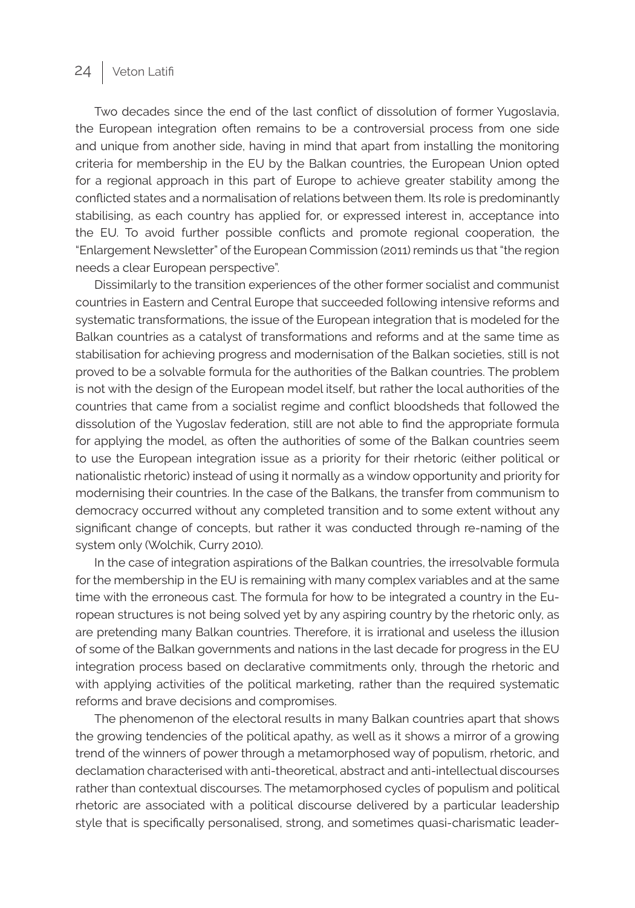Two decades since the end of the last conflict of dissolution of former Yugoslavia, the European integration often remains to be a controversial process from one side and unique from another side, having in mind that apart from installing the monitoring criteria for membership in the EU by the Balkan countries, the European Union opted for a regional approach in this part of Europe to achieve greater stability among the conflicted states and a normalisation of relations between them. Its role is predominantly stabilising, as each country has applied for, or expressed interest in, acceptance into the EU. To avoid further possible conflicts and promote regional cooperation, the "Enlargement Newsletter" of the European Commission (2011) reminds us that "the region needs a clear European perspective".

Dissimilarly to the transition experiences of the other former socialist and communist countries in Eastern and Central Europe that succeeded following intensive reforms and systematic transformations, the issue of the European integration that is modeled for the Balkan countries as a catalyst of transformations and reforms and at the same time as stabilisation for achieving progress and modernisation of the Balkan societies, still is not proved to be a solvable formula for the authorities of the Balkan countries. The problem is not with the design of the European model itself, but rather the local authorities of the countries that came from a socialist regime and conflict bloodsheds that followed the dissolution of the Yugoslav federation, still are not able to find the appropriate formula for applying the model, as often the authorities of some of the Balkan countries seem to use the European integration issue as a priority for their rhetoric (either political or nationalistic rhetoric) instead of using it normally as a window opportunity and priority for modernising their countries. In the case of the Balkans, the transfer from communism to democracy occurred without any completed transition and to some extent without any significant change of concepts, but rather it was conducted through re-naming of the system only (Wolchik, Curry 2010).

In the case of integration aspirations of the Balkan countries, the irresolvable formula for the membership in the EU is remaining with many complex variables and at the same time with the erroneous cast. The formula for how to be integrated a country in the European structures is not being solved yet by any aspiring country by the rhetoric only, as are pretending many Balkan countries. Therefore, it is irrational and useless the illusion of some of the Balkan governments and nations in the last decade for progress in the EU integration process based on declarative commitments only, through the rhetoric and with applying activities of the political marketing, rather than the required systematic reforms and brave decisions and compromises.

The phenomenon of the electoral results in many Balkan countries apart that shows the growing tendencies of the political apathy, as well as it shows a mirror of a growing trend of the winners of power through a metamorphosed way of populism, rhetoric, and declamation characterised with anti-theoretical, abstract and anti-intellectual discourses rather than contextual discourses. The metamorphosed cycles of populism and political rhetoric are associated with a political discourse delivered by a particular leadership style that is specifically personalised, strong, and sometimes quasi-charismatic leader-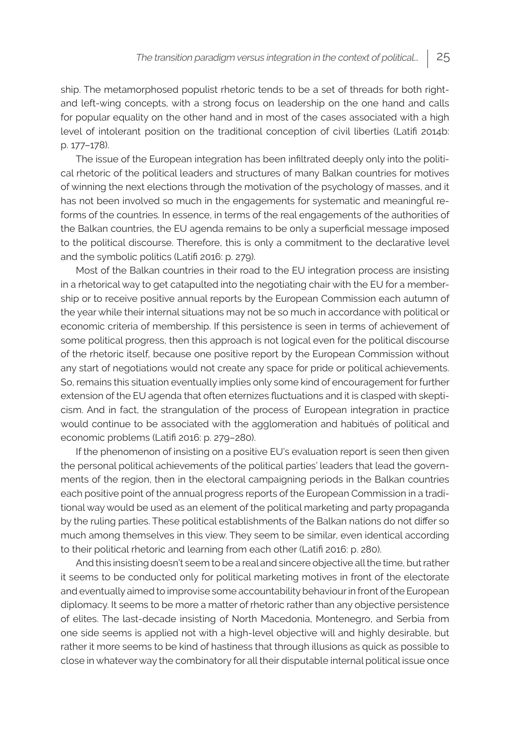ship. The metamorphosed populist rhetoric tends to be a set of threads for both right- and left-wing concepts, with a strong focus on leadership on the one hand and calls for popular equality on the other hand and in most of the cases associated with a high level of intolerant position on the traditional conception of civil liberties (Latifi 2014b: p. 177–178).

The issue of the European integration has been infiltrated deeply only into the political rhetoric of the political leaders and structures of many Balkan countries for motives of winning the next elections through the motivation of the psychology of masses, and it has not been involved so much in the engagements for systematic and meaningful reforms of the countries. In essence, in terms of the real engagements of the authorities of the Balkan countries, the EU agenda remains to be only a superficial message imposed to the political discourse. Therefore, this is only a commitment to the declarative level and the symbolic politics (Latifi 2016: p. 279).

Most of the Balkan countries in their road to the EU integration process are insisting in a rhetorical way to get catapulted into the negotiating chair with the EU for a membership or to receive positive annual reports by the European Commission each autumn of the year while their internal situations may not be so much in accordance with political or economic criteria of membership. If this persistence is seen in terms of achievement of some political progress, then this approach is not logical even for the political discourse of the rhetoric itself, because one positive report by the European Commission without any start of negotiations would not create any space for pride or political achievements. So, remains this situation eventually implies only some kind of encouragement for further extension of the EU agenda that often eternizes fluctuations and it is clasped with skepticism. And in fact, the strangulation of the process of European integration in practice would continue to be associated with the agglomeration and habitués of political and economic problems (Latifi 2016: p. 279–280).

If the phenomenon of insisting on a positive EU's evaluation report is seen then given the personal political achievements of the political parties' leaders that lead the governments of the region, then in the electoral campaigning periods in the Balkan countries each positive point of the annual progress reports of the European Commission in a traditional way would be used as an element of the political marketing and party propaganda by the ruling parties. These political establishments of the Balkan nations do not differ so much among themselves in this view. They seem to be similar, even identical according to their political rhetoric and learning from each other (Latifi 2016: p. 280).

And this insisting doesn't seem to be a real and sincere objective all the time, but rather it seems to be conducted only for political marketing motives in front of the electorate and eventually aimed to improvise some accountability behaviour in front of the European diplomacy. It seems to be more a matter of rhetoric rather than any objective persistence of elites. The last-decade insisting of North Macedonia, Montenegro, and Serbia from one side seems is applied not with a high-level objective will and highly desirable, but rather it more seems to be kind of hastiness that through illusions as quick as possible to close in whatever way the combinatory for all their disputable internal political issue once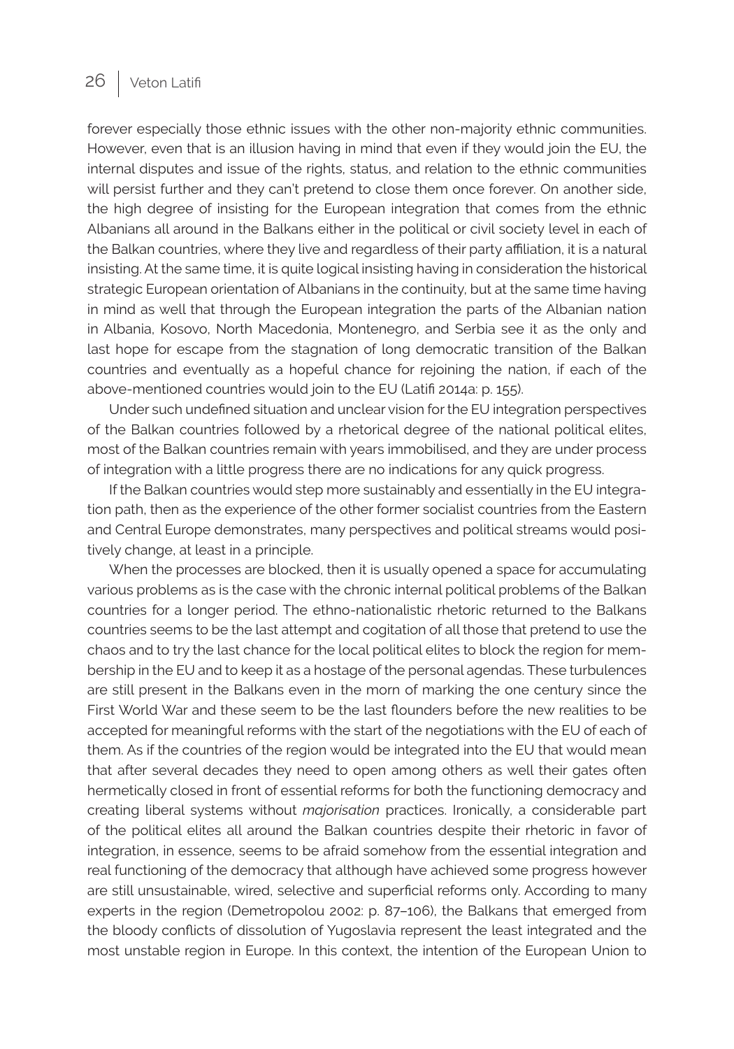forever especially those ethnic issues with the other non-majority ethnic communities. However, even that is an illusion having in mind that even if they would join the EU, the internal disputes and issue of the rights, status, and relation to the ethnic communities will persist further and they can't pretend to close them once forever. On another side, the high degree of insisting for the European integration that comes from the ethnic Albanians all around in the Balkans either in the political or civil society level in each of the Balkan countries, where they live and regardless of their party affiliation, it is a natural insisting. At the same time, it is quite logical insisting having in consideration the historical strategic European orientation of Albanians in the continuity, but at the same time having in mind as well that through the European integration the parts of the Albanian nation in Albania, Kosovo, North Macedonia, Montenegro, and Serbia see it as the only and last hope for escape from the stagnation of long democratic transition of the Balkan countries and eventually as a hopeful chance for rejoining the nation, if each of the above-mentioned countries would join to the EU (Latifi 2014a: p. 155).

Under such undefined situation and unclear vision for the EU integration perspectives of the Balkan countries followed by a rhetorical degree of the national political elites, most of the Balkan countries remain with years immobilised, and they are under process of integration with a little progress there are no indications for any quick progress.

If the Balkan countries would step more sustainably and essentially in the EU integration path, then as the experience of the other former socialist countries from the Eastern and Central Europe demonstrates, many perspectives and political streams would positively change, at least in a principle.

When the processes are blocked, then it is usually opened a space for accumulating various problems as is the case with the chronic internal political problems of the Balkan countries for a longer period. The ethno-nationalistic rhetoric returned to the Balkans countries seems to be the last attempt and cogitation of all those that pretend to use the chaos and to try the last chance for the local political elites to block the region for membership in the EU and to keep it as a hostage of the personal agendas. These turbulences are still present in the Balkans even in the morn of marking the one century since the First World War and these seem to be the last flounders before the new realities to be accepted for meaningful reforms with the start of the negotiations with the EU of each of them. As if the countries of the region would be integrated into the EU that would mean that after several decades they need to open among others as well their gates often hermetically closed in front of essential reforms for both the functioning democracy and creating liberal systems without *majorisation* practices. Ironically, a considerable part of the political elites all around the Balkan countries despite their rhetoric in favor of integration, in essence, seems to be afraid somehow from the essential integration and real functioning of the democracy that although have achieved some progress however are still unsustainable, wired, selective and superficial reforms only. According to many experts in the region (Demetropolou 2002: p. 87–106), the Balkans that emerged from the bloody conflicts of dissolution of Yugoslavia represent the least integrated and the most unstable region in Europe. In this context, the intention of the European Union to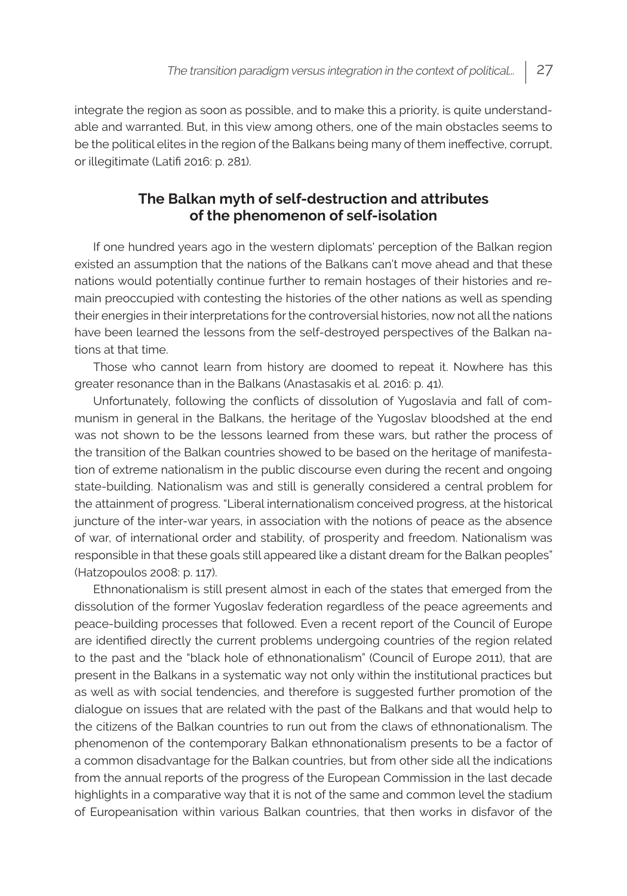integrate the region as soon as possible, and to make this a priority, is quite understandable and warranted. But, in this view among others, one of the main obstacles seems to be the political elites in the region of the Balkans being many of them ineffective, corrupt, or illegitimate (Latifi 2016: p. 281).

## The Balkan myth of self-destruction and attributes of the phenomenon of self-isolation

If one hundred years ago in the western diplomats' perception of the Balkan region existed an assumption that the nations of the Balkans can't move ahead and that these nations would potentially continue further to remain hostages of their histories and remain preoccupied with contesting the histories of the other nations as well as spending their energies in their interpretations for the controversial histories, now not all the nations have been learned the lessons from the self-destroyed perspectives of the Balkan nations at that time.

Those who cannot learn from history are doomed to repeat it. Nowhere has this greater resonance than in the Balkans (Anastasakis et al. 2016: p. 41).

Unfortunately, following the conflicts of dissolution of Yugoslavia and fall of communism in general in the Balkans, the heritage of the Yugoslav bloodshed at the end was not shown to be the lessons learned from these wars, but rather the process of the transition of the Balkan countries showed to be based on the heritage of manifestation of extreme nationalism in the public discourse even during the recent and ongoing state-building. Nationalism was and still is generally considered a central problem for the attainment of progress. "Liberal internationalism conceived progress, at the historical juncture of the inter-war years, in association with the notions of peace as the absence of war, of international order and stability, of prosperity and freedom. Nationalism was responsible in that these goals still appeared like a distant dream for the Balkan peoples" (Hatzopoulos 2008: p. 117).

Ethnonationalism is still present almost in each of the states that emerged from the dissolution of the former Yugoslav federation regardless of the peace agreements and peace-building processes that followed. Even a recent report of the Council of Europe are identified directly the current problems undergoing countries of the region related to the past and the "black hole of ethnonationalism" (Council of Europe 2011), that are present in the Balkans in a systematic way not only within the institutional practices but as well as with social tendencies, and therefore is suggested further promotion of the dialogue on issues that are related with the past of the Balkans and that would help to the citizens of the Balkan countries to run out from the claws of ethnonationalism. The phenomenon of the contemporary Balkan ethnonationalism presents to be a factor of a common disadvantage for the Balkan countries, but from other side all the indications from the annual reports of the progress of the European Commission in the last decade highlights in a comparative way that it is not of the same and common level the stadium of Europeanisation within various Balkan countries, that then works in disfavor of the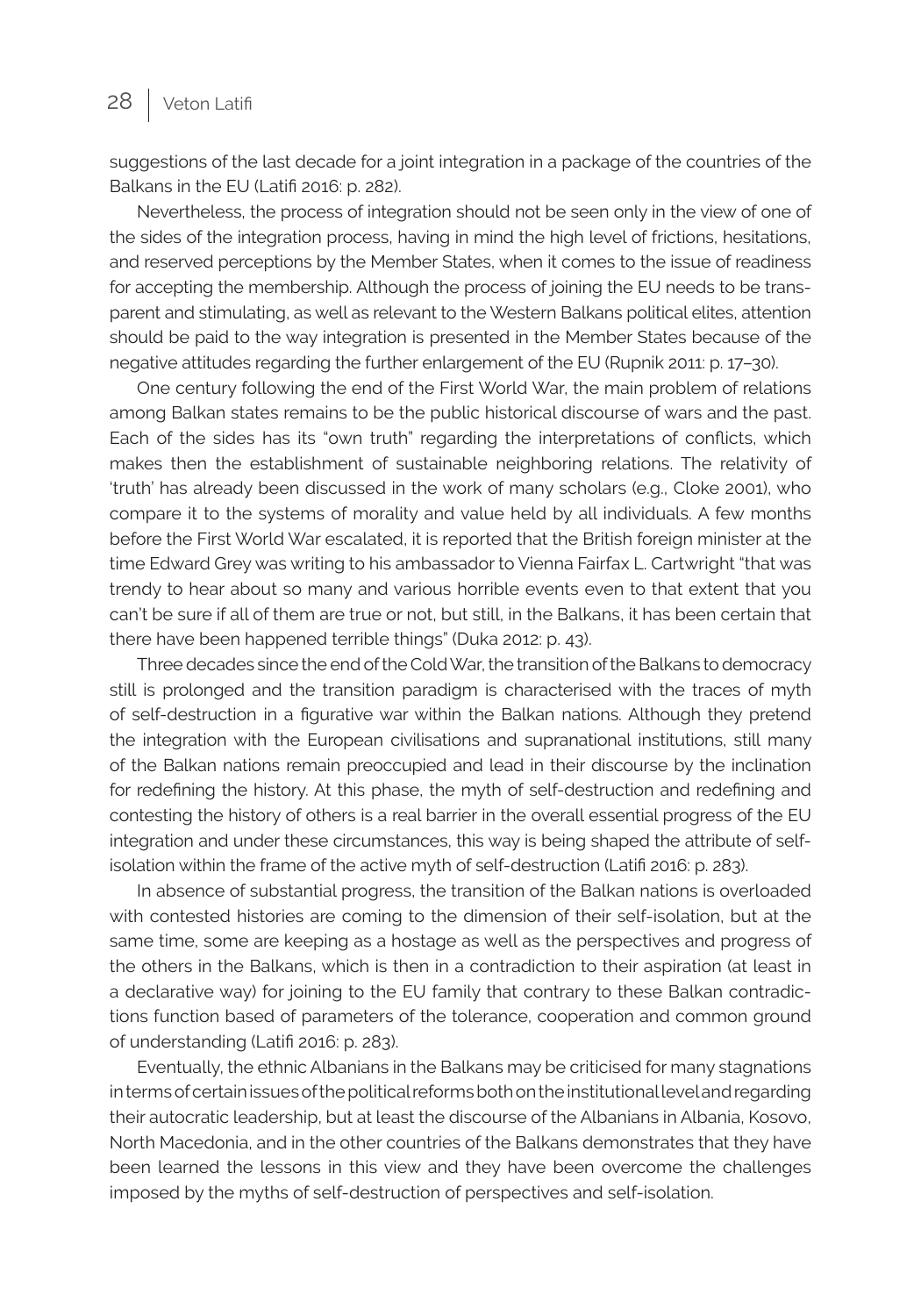suggestions of the last decade for a joint integration in a package of the countries of the Balkans in the EU (Latifi 2016: p. 282).

Nevertheless, the process of integration should not be seen only in the view of one of the sides of the integration process, having in mind the high level of frictions, hesitations, and reserved perceptions by the Member States, when it comes to the issue of readiness for accepting the membership. Although the process of joining the EU needs to be transparent and stimulating, as well as relevant to the Western Balkans political elites, attention should be paid to the way integration is presented in the Member States because of the negative attitudes regarding the further enlargement of the EU (Rupnik 2011: p. 17–30).

One century following the end of the First World War, the main problem of relations among Balkan states remains to be the public historical discourse of wars and the past. Each of the sides has its "own truth" regarding the interpretations of conflicts, which makes then the establishment of sustainable neighboring relations. The relativity of 'truth' has already been discussed in the work of many scholars (e.g., Cloke 2001), who compare it to the systems of morality and value held by all individuals. A few months before the First World War escalated, it is reported that the British foreign minister at the time Edward Grey was writing to his ambassador to Vienna Fairfax L. Cartwright "that was trendy to hear about so many and various horrible events even to that extent that you can't be sure if all of them are true or not, but still, in the Balkans, it has been certain that there have been happened terrible things" (Duka 2012: p. 43).

Three decades since the end of the Cold War, the transition of the Balkans to democracy still is prolonged and the transition paradigm is characterised with the traces of myth of self-destruction in a figurative war within the Balkan nations. Although they pretend the integration with the European civilisations and supranational institutions, still many of the Balkan nations remain preoccupied and lead in their discourse by the inclination for redefining the history. At this phase, the myth of self-destruction and redefining and contesting the history of others is a real barrier in the overall essential progress of the EU integration and under these circumstances, this way is being shaped the attribute of self-isolation within the frame of the active myth of self-destruction (Latifi 2016: p. 283).

In absence of substantial progress, the transition of the Balkan nations is overloaded with contested histories are coming to the dimension of their self-isolation, but at the same time, some are keeping as a hostage as well as the perspectives and progress of the others in the Balkans, which is then in a contradiction to their aspiration (at least in a declarative way) for joining to the EU family that contrary to these Balkan contradictions function based of parameters of the tolerance, cooperation and common ground of understanding (Latifi 2016: p. 283).

Eventually, the ethnic Albanians in the Balkans may be criticised for many stagnations in terms of certain issues of the political reforms both on the institutional level and regarding their autocratic leadership, but at least the discourse of the Albanians in Albania, Kosovo, North Macedonia, and in the other countries of the Balkans demonstrates that they have been learned the lessons in this view and they have been overcome the challenges imposed by the myths of self-destruction of perspectives and self-isolation.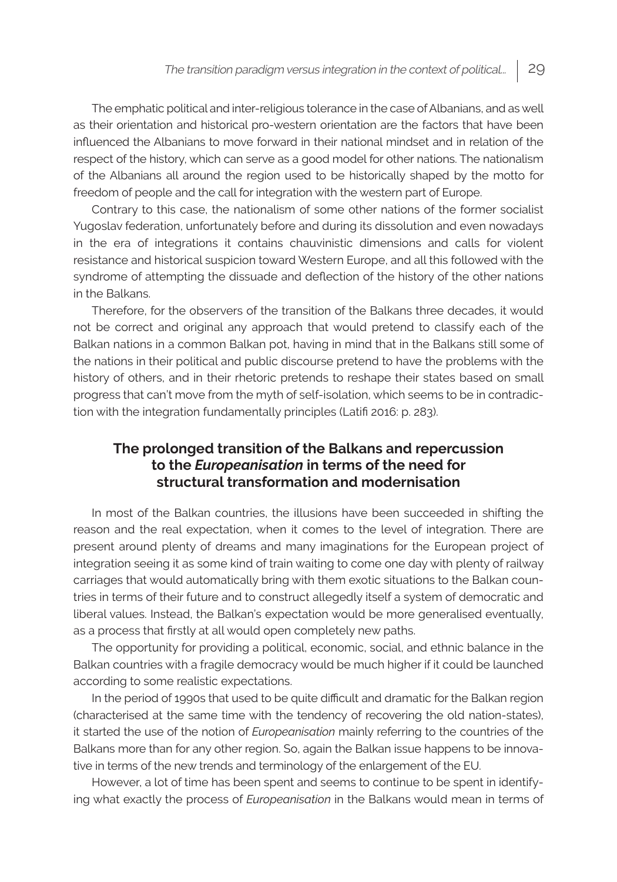The emphatic political and inter-religious tolerance in the case of Albanians, and as well as their orientation and historical pro-western orientation are the factors that have been influenced the Albanians to move forward in their national mindset and in relation of the respect of the history, which can serve as a good model for other nations. The nationalism of the Albanians all around the region used to be historically shaped by the motto for freedom of people and the call for integration with the western part of Europe.

Contrary to this case, the nationalism of some other nations of the former socialist Yugoslav federation, unfortunately before and during its dissolution and even nowadays in the era of integrations it contains chauvinistic dimensions and calls for violent resistance and historical suspicion toward Western Europe, and all this followed with the syndrome of attempting the dissuade and deflection of the history of the other nations in the Balkans.

Therefore, for the observers of the transition of the Balkans three decades, it would not be correct and original any approach that would pretend to classify each of the Balkan nations in a common Balkan pot, having in mind that in the Balkans still some of the nations in their political and public discourse pretend to have the problems with the history of others, and in their rhetoric pretends to reshape their states based on small progress that can't move from the myth of self-isolation, which seems to be in contradiction with the integration fundamentally principles (Latifi 2016: p. 283).

## The prolonged transition of the Balkans and repercussion to the *Europeanisation* in terms of the need for structural transformation and modernisation

In most of the Balkan countries, the illusions have been succeeded in shifting the reason and the real expectation, when it comes to the level of integration. There are present around plenty of dreams and many imaginations for the European project of integration seeing it as some kind of train waiting to come one day with plenty of railway carriages that would automatically bring with them exotic situations to the Balkan countries in terms of their future and to construct allegedly itself a system of democratic and liberal values. Instead, the Balkan's expectation would be more generalised eventually, as a process that firstly at all would open completely new paths.

The opportunity for providing a political, economic, social, and ethnic balance in the Balkan countries with a fragile democracy would be much higher if it could be launched according to some realistic expectations.

In the period of 1990s that used to be quite difficult and dramatic for the Balkan region (characterised at the same time with the tendency of recovering the old nation-states), it started the use of the notion of *Europeanisation* mainly referring to the countries of the Balkans more than for any other region. So, again the Balkan issue happens to be innovative in terms of the new trends and terminology of the enlargement of the EU.

However, a lot of time has been spent and seems to continue to be spent in identifying what exactly the process of *Europeanisation* in the Balkans would mean in terms of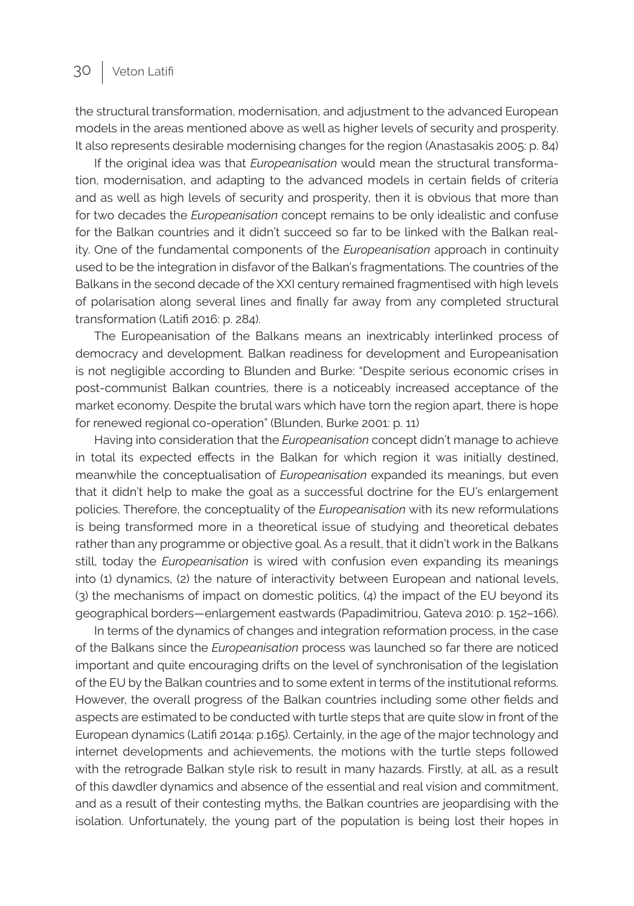the structural transformation, modernisation, and adjustment to the advanced European models in the areas mentioned above as well as higher levels of security and prosperity. It also represents desirable modernising changes for the region (Anastasakis 2005: p. 84)

If the original idea was that *Europeanisation* would mean the structural transformation, modernisation, and adapting to the advanced models in certain fields of criteria and as well as high levels of security and prosperity, then it is obvious that more than for two decades the *Europeanisation* concept remains to be only idealistic and confuse for the Balkan countries and it didn't succeed so far to be linked with the Balkan reality. One of the fundamental components of the *Europeanisation* approach in continuity used to be the integration in disfavor of the Balkan's fragmentations. The countries of the Balkans in the second decade of the XXI century remained fragmentised with high levels of polarisation along several lines and finally far away from any completed structural transformation (Latifi 2016: p. 284).

The Europeanisation of the Balkans means an inextricably interlinked process of democracy and development. Balkan readiness for development and Europeanisation is not negligible according to Blunden and Burke: "Despite serious economic crises in post-communist Balkan countries, there is a noticeably increased acceptance of the market economy. Despite the brutal wars which have torn the region apart, there is hope for renewed regional co-operation" (Blunden, Burke 2001: p. 11)

Having into consideration that the *Europeanisation* concept didn't manage to achieve in total its expected effects in the Balkan for which region it was initially destined, meanwhile the conceptualisation of *Europeanisation* expanded its meanings, but even that it didn't help to make the goal as a successful doctrine for the EU's enlargement policies. Therefore, the conceptuality of the *Europeanisation* with its new reformulations is being transformed more in a theoretical issue of studying and theoretical debates rather than any programme or objective goal. As a result, that it didn't work in the Balkans still, today the *Europeanisation* is wired with confusion even expanding its meanings into (1) dynamics, (2) the nature of interactivity between European and national levels, (3) the mechanisms of impact on domestic politics, (4) the impact of the EU beyond its geographical borders—enlargement eastwards (Papadimitriou, Gateva 2010: p. 152–166).

In terms of the dynamics of changes and integration reformation process, in the case of the Balkans since the *Europeanisation* process was launched so far there are noticed important and quite encouraging drifts on the level of synchronisation of the legislation of the EU by the Balkan countries and to some extent in terms of the institutional reforms. However, the overall progress of the Balkan countries including some other fields and aspects are estimated to be conducted with turtle steps that are quite slow in front of the European dynamics (Latifi 2014a: p.165). Certainly, in the age of the major technology and internet developments and achievements, the motions with the turtle steps followed with the retrograde Balkan style risk to result in many hazards. Firstly, at all, as a result of this dawdler dynamics and absence of the essential and real vision and commitment, and as a result of their contesting myths, the Balkan countries are jeopardising with the isolation. Unfortunately, the young part of the population is being lost their hopes in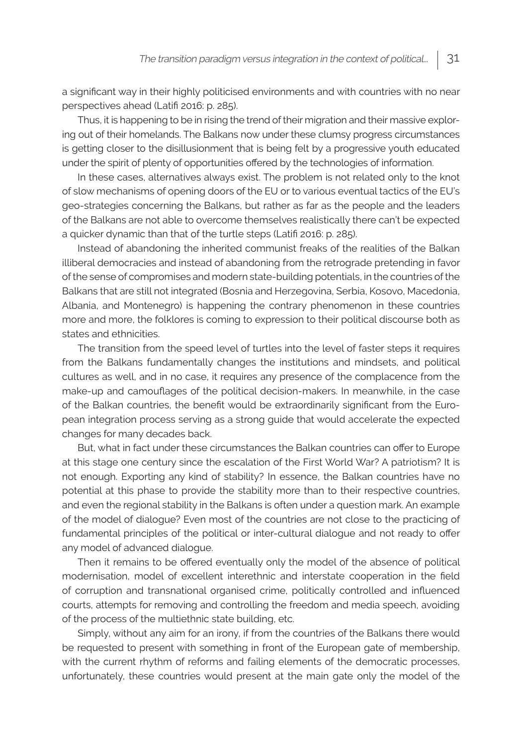a significant way in their highly politicised environments and with countries with no near perspectives ahead (Latifi 2016: p. 285).

Thus, it is happening to be in rising the trend of their migration and their massive exploring out of their homelands. The Balkans now under these clumsy progress circumstances is getting closer to the disillusionment that is being felt by a progressive youth educated under the spirit of plenty of opportunities offered by the technologies of information.

In these cases, alternatives always exist. The problem is not related only to the knot of slow mechanisms of opening doors of the EU or to various eventual tactics of the EU's geo-strategies concerning the Balkans, but rather as far as the people and the leaders of the Balkans are not able to overcome themselves realistically there can't be expected a quicker dynamic than that of the turtle steps (Latifi 2016: p. 285).

Instead of abandoning the inherited communist freaks of the realities of the Balkan illiberal democracies and instead of abandoning from the retrograde pretending in favor of the sense of compromises and modern state-building potentials, in the countries of the Balkans that are still not integrated (Bosnia and Herzegovina, Serbia, Kosovo, Macedonia, Albania, and Montenegro) is happening the contrary phenomenon in these countries more and more, the folklores is coming to expression to their political discourse both as states and ethnicities.

The transition from the speed level of turtles into the level of faster steps it requires from the Balkans fundamentally changes the institutions and mindsets, and political cultures as well, and in no case, it requires any presence of the complacence from the make-up and camouflages of the political decision-makers. In meanwhile, in the case of the Balkan countries, the benefit would be extraordinarily significant from the European integration process serving as a strong guide that would accelerate the expected changes for many decades back.

But, what in fact under these circumstances the Balkan countries can offer to Europe at this stage one century since the escalation of the First World War? A patriotism? It is not enough. Exporting any kind of stability? In essence, the Balkan countries have no potential at this phase to provide the stability more than to their respective countries, and even the regional stability in the Balkans is often under a question mark. An example of the model of dialogue? Even most of the countries are not close to the practicing of fundamental principles of the political or inter-cultural dialogue and not ready to offer any model of advanced dialogue.

Then it remains to be offered eventually only the model of the absence of political modernisation, model of excellent interethnic and interstate cooperation in the field of corruption and transnational organised crime, politically controlled and influenced courts, attempts for removing and controlling the freedom and media speech, avoiding of the process of the multiethnic state building, etc.

Simply, without any aim for an irony, if from the countries of the Balkans there would be requested to present with something in front of the European gate of membership, with the current rhythm of reforms and failing elements of the democratic processes, unfortunately, these countries would present at the main gate only the model of the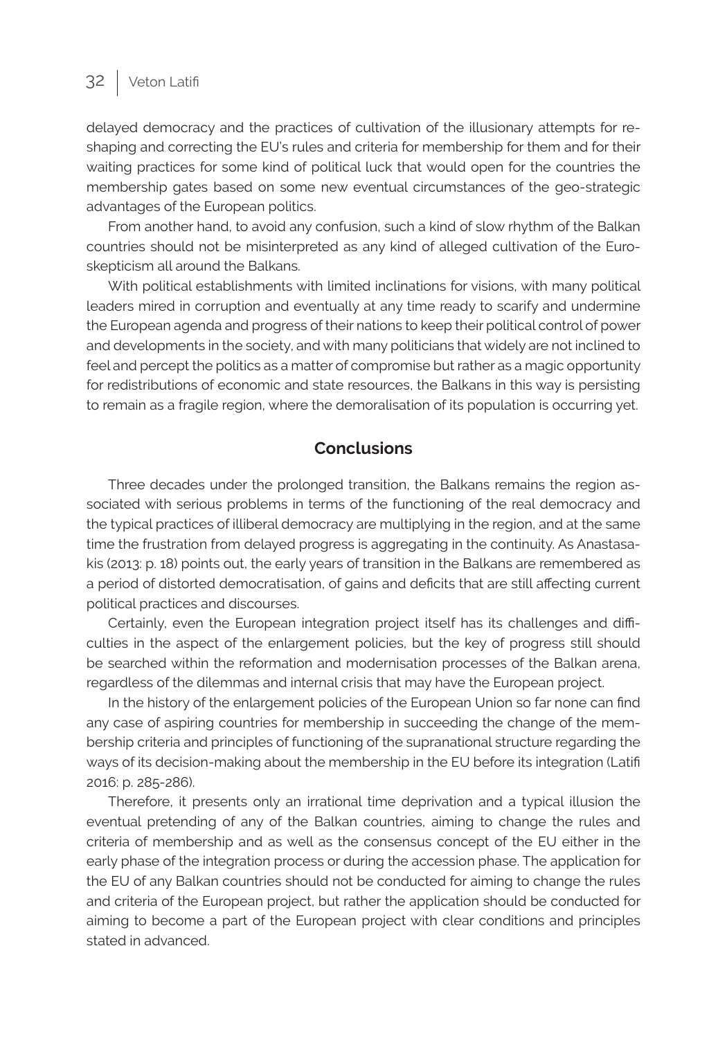delayed democracy and the practices of cultivation of the illusionary attempts for reshaping and correcting the EU's rules and criteria for membership for them and for their waiting practices for some kind of political luck that would open for the countries the membership gates based on some new eventual circumstances of the geo-strategic advantages of the European politics.

From another hand, to avoid any confusion, such a kind of slow rhythm of the Balkan countries should not be misinterpreted as any kind of alleged cultivation of the Euroskepticism all around the Balkans.

With political establishments with limited inclinations for visions, with many political leaders mired in corruption and eventually at any time ready to scarify and undermine the European agenda and progress of their nations to keep their political control of power and developments in the society, and with many politicians that widely are not inclined to feel and percept the politics as a matter of compromise but rather as a magic opportunity for redistributions of economic and state resources, the Balkans in this way is persisting to remain as a fragile region, where the demoralisation of its population is occurring yet.

## Conclusions

Three decades under the prolonged transition, the Balkans remains the region associated with serious problems in terms of the functioning of the real democracy and the typical practices of illiberal democracy are multiplying in the region, and at the same time the frustration from delayed progress is aggregating in the continuity. As Anastasakis (2013: p. 18) points out, the early years of transition in the Balkans are remembered as a period of distorted democratisation, of gains and deficits that are still affecting current political practices and discourses.

Certainly, even the European integration project itself has its challenges and difficulties in the aspect of the enlargement policies, but the key of progress still should be searched within the reformation and modernisation processes of the Balkan arena, regardless of the dilemmas and internal crisis that may have the European project.

In the history of the enlargement policies of the European Union so far none can find any case of aspiring countries for membership in succeeding the change of the membership criteria and principles of functioning of the supranational structure regarding the ways of its decision-making about the membership in the EU before its integration (Latifi 2016: p. 285-286).

Therefore, it presents only an irrational time deprivation and a typical illusion the eventual pretending of any of the Balkan countries, aiming to change the rules and criteria of membership and as well as the consensus concept of the EU either in the early phase of the integration process or during the accession phase. The application for the EU of any Balkan countries should not be conducted for aiming to change the rules and criteria of the European project, but rather the application should be conducted for aiming to become a part of the European project with clear conditions and principles stated in advanced.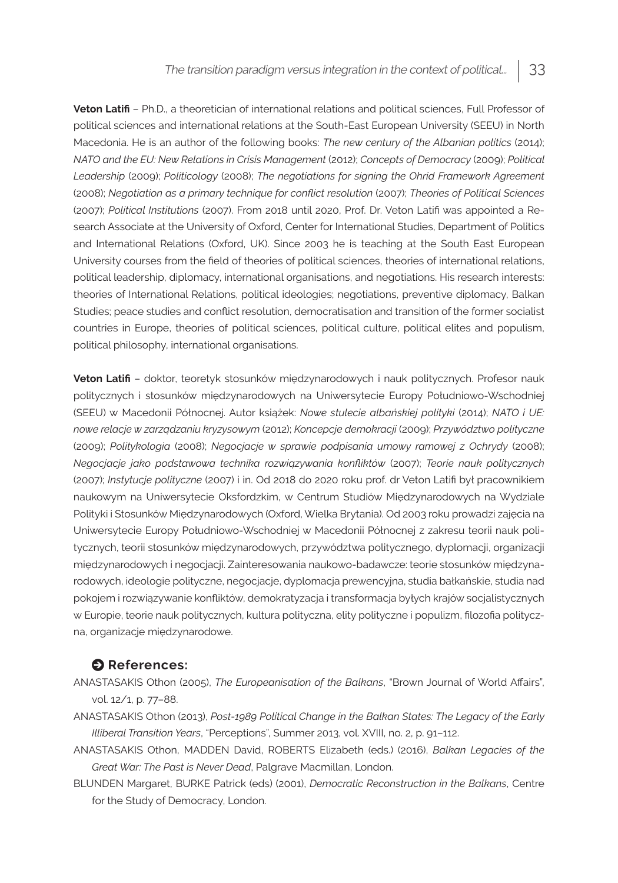**Veton Latifi** – Ph.D., a theoretician of international relations and political sciences, Full Professor of political sciences and international relations at the South-East European University (SEEU) in North Macedonia. He is an author of the following books: *The new century of the Albanian politics* (2014); *NATO and the EU: New Relations in Crisis Management* (2012); *Concepts of Democracy* (2009); *Political Leadership* (2009); *Politicology* (2008); *The negotiations for signing the Ohrid Framework Agreement* (2008); *Negotiation as a primary technique for conflict resolution* (2007); *Theories of Political Sciences* (2007); *Political Institutions* (2007). From 2018 until 2020, Prof. Dr. Veton Latifi was appointed a Research Associate at the University of Oxford, Center for International Studies, Department of Politics and International Relations (Oxford, UK). Since 2003 he is teaching at the South East European University courses from the field of theories of political sciences, theories of international relations, political leadership, diplomacy, international organisations, and negotiations. His research interests: theories of International Relations, political ideologies; negotiations, preventive diplomacy, Balkan Studies; peace studies and conflict resolution, democratisation and transition of the former socialist countries in Europe, theories of political sciences, political culture, political elites and populism, political philosophy, international organisations.

**Veton Latifi** – doktor, teoretyk stosunków międzynarodowych i nauk politycznych. Profesor nauk politycznych i stosunków międzynarodowych na Uniwersytecie Europy Południowo-Wschodniej (SEEU) w Macedonii Północnej. Autor książek: *Nowe stulecie albańskiej polityki* (2014); *NATO i UE: nowe relacje w zarządzaniu kryzysowym* (2012); *Koncepcje demokracji* (2009); *Przywództwo polityczne* (2009); *Politykologia* (2008); *Negocjacje w sprawie podpisania umowy ramowej z Ochrydy* (2008); *Negocjacje jako podstawowa technika rozwiązywania konfliktów* (2007); *Teorie nauk politycznych* (2007); *Instytucje polityczne* (2007) i in. Od 2018 do 2020 roku prof. dr Veton Latifi był pracownikiem naukowym na Uniwersytecie Oksfordzkim, w Centrum Studiów Międzynarodowych na Wydziale Polityki i Stosunków Międzynarodowych (Oxford, Wielka Brytania). Od 2003 roku prowadzi zajęcia na Uniwersytecie Europy Południowo-Wschodniej w Macedonii Północnej z zakresu teorii nauk politycznych, teorii stosunków międzynarodowych, przywództwa politycznego, dyplomacji, organizacji międzynarodowych i negocjacji. Zainteresowania naukowo-badawcze: teorie stosunków międzynarodowych, ideologie polityczne, negocjacje, dyplomacja prewencyjna, studia bałkańskie, studia nad pokojem i rozwiązywanie konfliktów, demokratyzacja i transformacja byłych krajów socjalistycznych w Europie, teorie nauk politycznych, kultura polityczna, elity polityczne i populizm, filozofia polityczna, organizacje międzynarodowe.

## References:

ANASTASAKIS Othon (2005), *The Europeanisation of the Balkans*, "Brown Journal of World Affairs", vol. 12/1, p. 77–88.

ANASTASAKIS Othon (2013), *Post-1989 Political Change in the Balkan States: The Legacy of the Early Illiberal Transition Years*, "Perceptions", Summer 2013, vol. XVIII, no. 2, p. 91–112.

ANASTASAKIS Othon, MADDEN David, ROBERTS Elizabeth (eds.) (2016), *Balkan Legacies of the Great War: The Past is Never Dead*, Palgrave Macmillan, London.

BLUNDEN Margaret, BURKE Patrick (eds) (2001), *Democratic Reconstruction in the Balkans*, Centre for the Study of Democracy, London.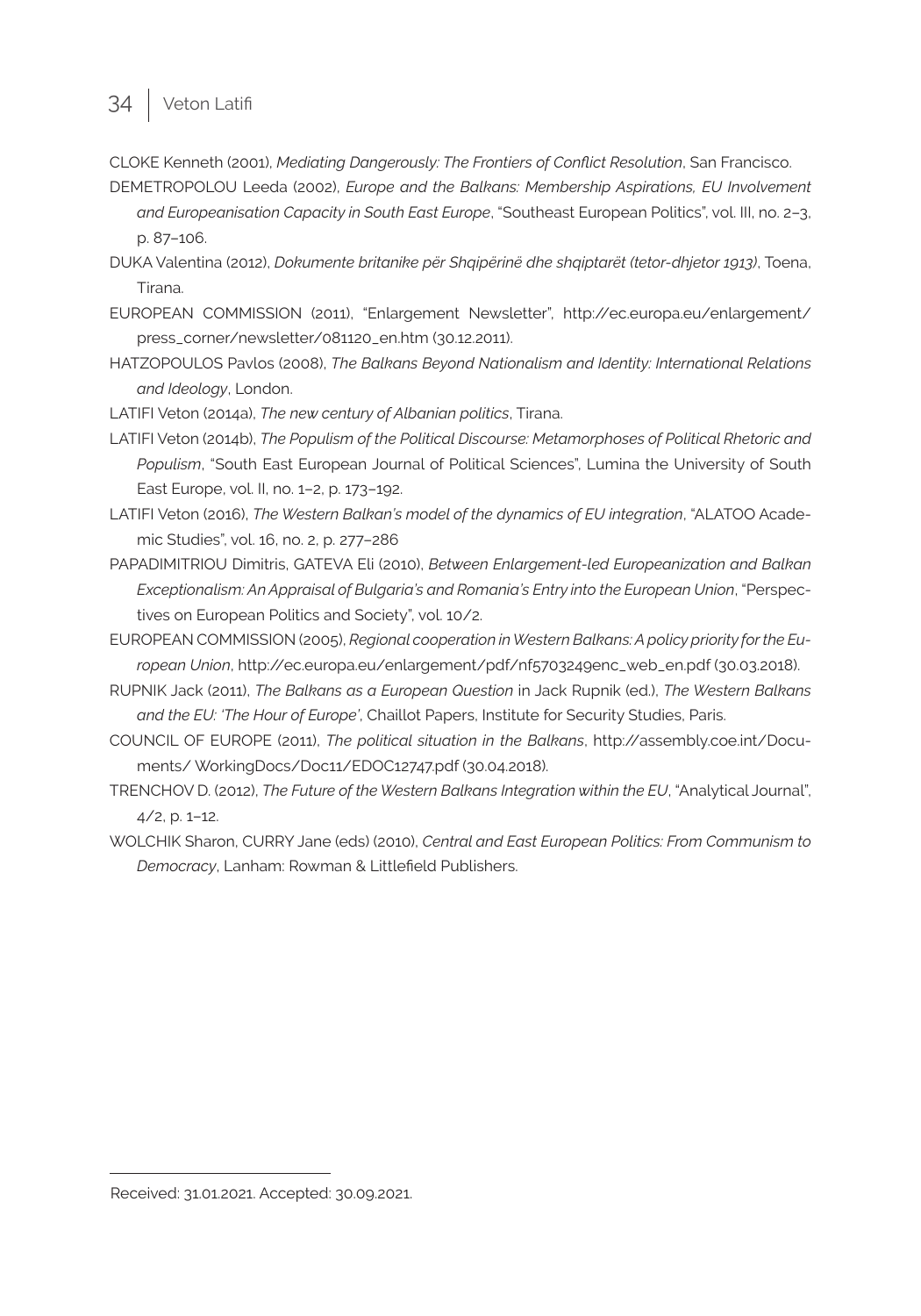CLOKE Kenneth (2001), *Mediating Dangerously: The Frontiers of Conflict Resolution*, San Francisco.

DEMETROPOLOU Leeda (2002), *Europe and the Balkans: Membership Aspirations, EU Involvement and Europeanisation Capacity in South East Europe*, "Southeast European Politics", vol. III, no. 2–3, p. 87–106.

DUKA Valentina (2012), *Dokumente britanike për Shqipërinë dhe shqiptarët (tetor-dhjetor 1913)*, Toena, Tirana.

EUROPEAN COMMISSION (2011), "Enlargement Newsletter", http://ec.europa.eu/enlargement/press_corner/newsletter/081120_en.htm (30.12.2011).

HATZOPOULOS Pavlos (2008), *The Balkans Beyond Nationalism and Identity: International Relations and Ideology*, London.

LATIFI Veton (2014a), *The new century of Albanian politics*, Tirana.

LATIFI Veton (2014b), *The Populism of the Political Discourse: Metamorphoses of Political Rhetoric and Populism*, "South East European Journal of Political Sciences", Lumina the University of South East Europe, vol. II, no. 1–2, p. 173–192.

LATIFI Veton (2016), *The Western Balkan's model of the dynamics of EU integration*, "ALATOO Academic Studies", vol. 16, no. 2, p. 277–286

PAPADIMITRIOU Dimitris, GATEVA Eli (2010), *Between Enlargement-led Europeanization and Balkan Exceptionalism: An Appraisal of Bulgaria's and Romania's Entry into the European Union*, "Perspectives on European Politics and Society", vol. 10/2.

EUROPEAN COMMISSION (2005), *Regional cooperation in Western Balkans: A policy priority for the European Union*, http://ec.europa.eu/enlargement/pdf/nf5703249enc_web_en.pdf (30.03.2018).

RUPNIK Jack (2011), *The Balkans as a European Question* in Jack Rupnik (ed.), *The Western Balkans and the EU: 'The Hour of Europe'*, Chaillot Papers, Institute for Security Studies, Paris.

COUNCIL OF EUROPE (2011), *The political situation in the Balkans*, http://assembly.coe.int/Documents/ WorkingDocs/Doc11/EDOC12747.pdf (30.04.2018).

TRENCHOV D. (2012), *The Future of the Western Balkans Integration within the EU*, "Analytical Journal", 4/2, p. 1–12.

WOLCHIK Sharon, CURRY Jane (eds) (2010), *Central and East European Politics: From Communism to Democracy*, Lanham: Rowman & Littlefield Publishers.

---

Received: 31.01.2021. Accepted: 30.09.2021.